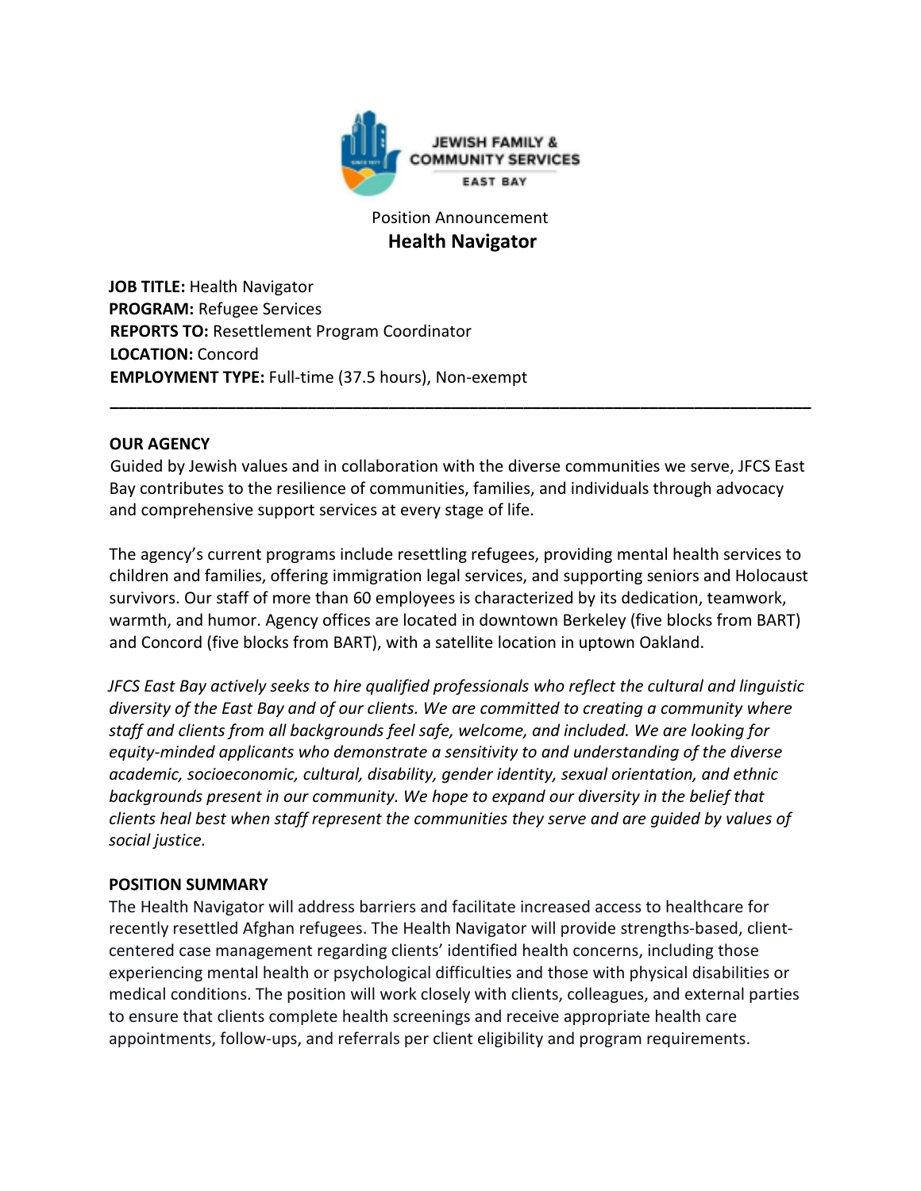JEWISH FAMILY & COMMUNITY SERVICES EAST BAY

Position Announcement

# Health Navigator

**JOB TITLE:** Health Navigator
**PROGRAM:** Refugee Services
**REPORTS TO:** Resettlement Program Coordinator
**LOCATION:** Concord
**EMPLOYMENT TYPE:** Full-time (37.5 hours), Non-exempt

---

## OUR AGENCY

Guided by Jewish values and in collaboration with the diverse communities we serve, JFCS East Bay contributes to the resilience of communities, families, and individuals through advocacy and comprehensive support services at every stage of life.

The agency's current programs include resettling refugees, providing mental health services to children and families, offering immigration legal services, and supporting seniors and Holocaust survivors. Our staff of more than 60 employees is characterized by its dedication, teamwork, warmth, and humor. Agency offices are located in downtown Berkeley (five blocks from BART) and Concord (five blocks from BART), with a satellite location in uptown Oakland.

*JFCS East Bay actively seeks to hire qualified professionals who reflect the cultural and linguistic diversity of the East Bay and of our clients. We are committed to creating a community where staff and clients from all backgrounds feel safe, welcome, and included. We are looking for equity-minded applicants who demonstrate a sensitivity to and understanding of the diverse academic, socioeconomic, cultural, disability, gender identity, sexual orientation, and ethnic backgrounds present in our community. We hope to expand our diversity in the belief that clients heal best when staff represent the communities they serve and are guided by values of social justice.*

## POSITION SUMMARY

The Health Navigator will address barriers and facilitate increased access to healthcare for recently resettled Afghan refugees. The Health Navigator will provide strengths-based, client-centered case management regarding clients' identified health concerns, including those experiencing mental health or psychological difficulties and those with physical disabilities or medical conditions. The position will work closely with clients, colleagues, and external parties to ensure that clients complete health screenings and receive appropriate health care appointments, follow-ups, and referrals per client eligibility and program requirements.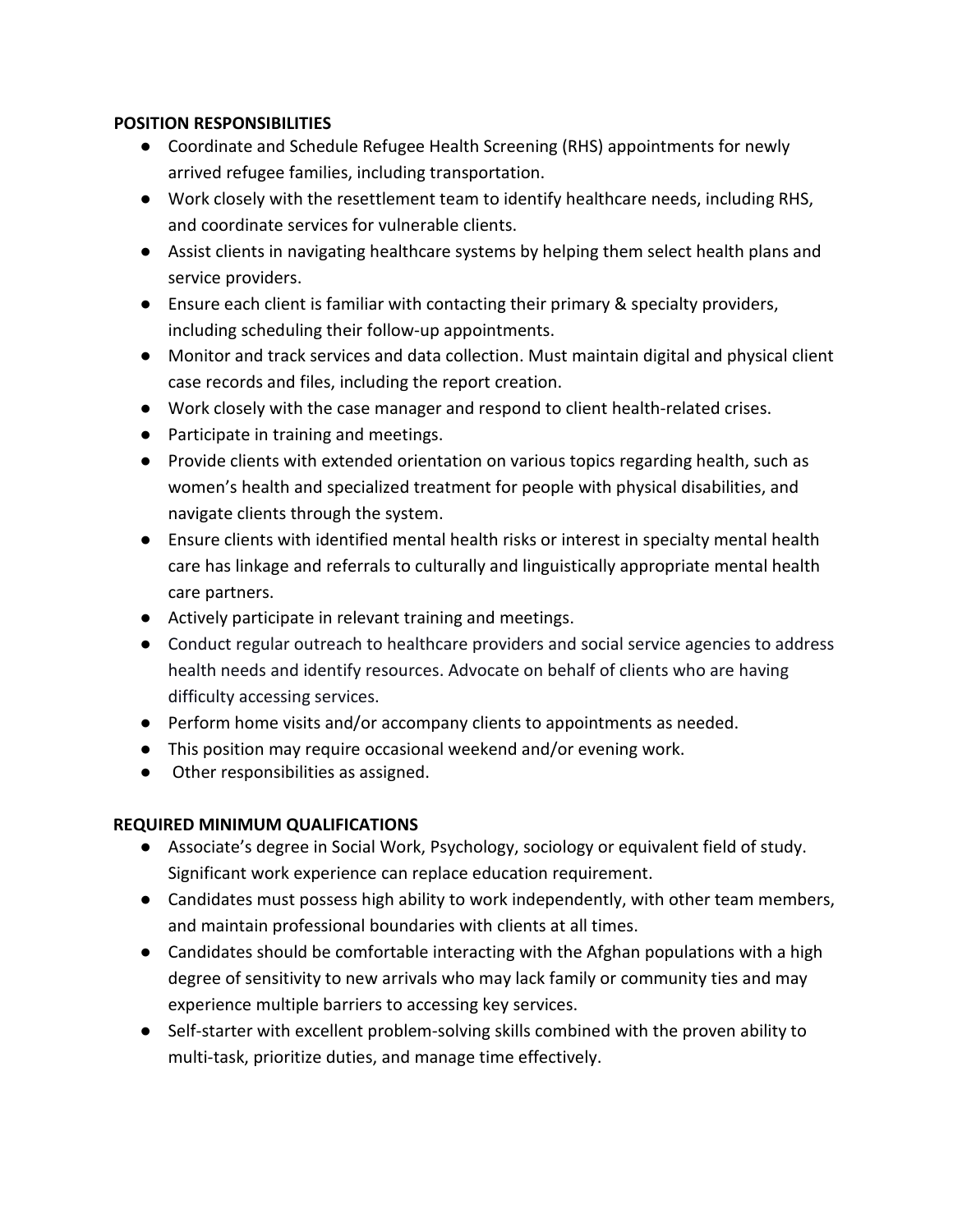**POSITION RESPONSIBILITIES**

- Coordinate and Schedule Refugee Health Screening (RHS) appointments for newly arrived refugee families, including transportation.
- Work closely with the resettlement team to identify healthcare needs, including RHS, and coordinate services for vulnerable clients.
- Assist clients in navigating healthcare systems by helping them select health plans and service providers.
- Ensure each client is familiar with contacting their primary & specialty providers, including scheduling their follow-up appointments.
- Monitor and track services and data collection. Must maintain digital and physical client case records and files, including the report creation.
- Work closely with the case manager and respond to client health-related crises.
- Participate in training and meetings.
- Provide clients with extended orientation on various topics regarding health, such as women's health and specialized treatment for people with physical disabilities, and navigate clients through the system.
- Ensure clients with identified mental health risks or interest in specialty mental health care has linkage and referrals to culturally and linguistically appropriate mental health care partners.
- Actively participate in relevant training and meetings.
- Conduct regular outreach to healthcare providers and social service agencies to address health needs and identify resources. Advocate on behalf of clients who are having difficulty accessing services.
- Perform home visits and/or accompany clients to appointments as needed.
- This position may require occasional weekend and/or evening work.
- Other responsibilities as assigned.

**REQUIRED MINIMUM QUALIFICATIONS**

- Associate's degree in Social Work, Psychology, sociology or equivalent field of study. Significant work experience can replace education requirement.
- Candidates must possess high ability to work independently, with other team members, and maintain professional boundaries with clients at all times.
- Candidates should be comfortable interacting with the Afghan populations with a high degree of sensitivity to new arrivals who may lack family or community ties and may experience multiple barriers to accessing key services.
- Self-starter with excellent problem-solving skills combined with the proven ability to multi-task, prioritize duties, and manage time effectively.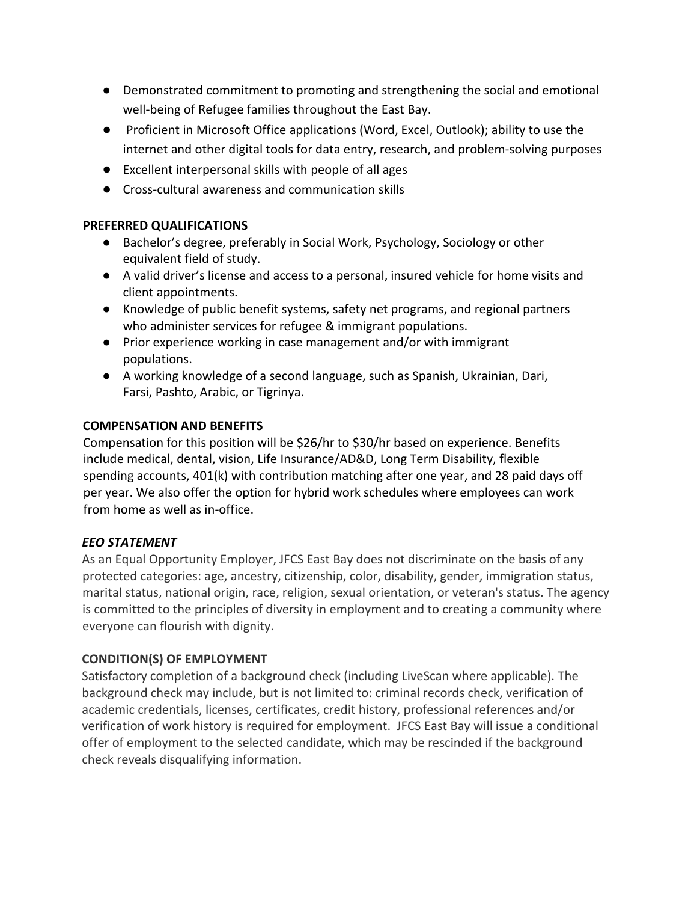- Demonstrated commitment to promoting and strengthening the social and emotional well-being of Refugee families throughout the East Bay.
- Proficient in Microsoft Office applications (Word, Excel, Outlook); ability to use the internet and other digital tools for data entry, research, and problem-solving purposes
- Excellent interpersonal skills with people of all ages
- Cross-cultural awareness and communication skills

**PREFERRED QUALIFICATIONS**

- Bachelor's degree, preferably in Social Work, Psychology, Sociology or other equivalent field of study.
- A valid driver's license and access to a personal, insured vehicle for home visits and client appointments.
- Knowledge of public benefit systems, safety net programs, and regional partners who administer services for refugee & immigrant populations.
- Prior experience working in case management and/or with immigrant populations.
- A working knowledge of a second language, such as Spanish, Ukrainian, Dari, Farsi, Pashto, Arabic, or Tigrinya.

**COMPENSATION AND BENEFITS**

Compensation for this position will be $26/hr to $30/hr based on experience. Benefits include medical, dental, vision, Life Insurance/AD&D, Long Term Disability, flexible spending accounts, 401(k) with contribution matching after one year, and 28 paid days off per year. We also offer the option for hybrid work schedules where employees can work from home as well as in-office.

***EEO STATEMENT***

As an Equal Opportunity Employer, JFCS East Bay does not discriminate on the basis of any protected categories: age, ancestry, citizenship, color, disability, gender, immigration status, marital status, national origin, race, religion, sexual orientation, or veteran's status. The agency is committed to the principles of diversity in employment and to creating a community where everyone can flourish with dignity.

**CONDITION(S) OF EMPLOYMENT**

Satisfactory completion of a background check (including LiveScan where applicable). The background check may include, but is not limited to: criminal records check, verification of academic credentials, licenses, certificates, credit history, professional references and/or verification of work history is required for employment. JFCS East Bay will issue a conditional offer of employment to the selected candidate, which may be rescinded if the background check reveals disqualifying information.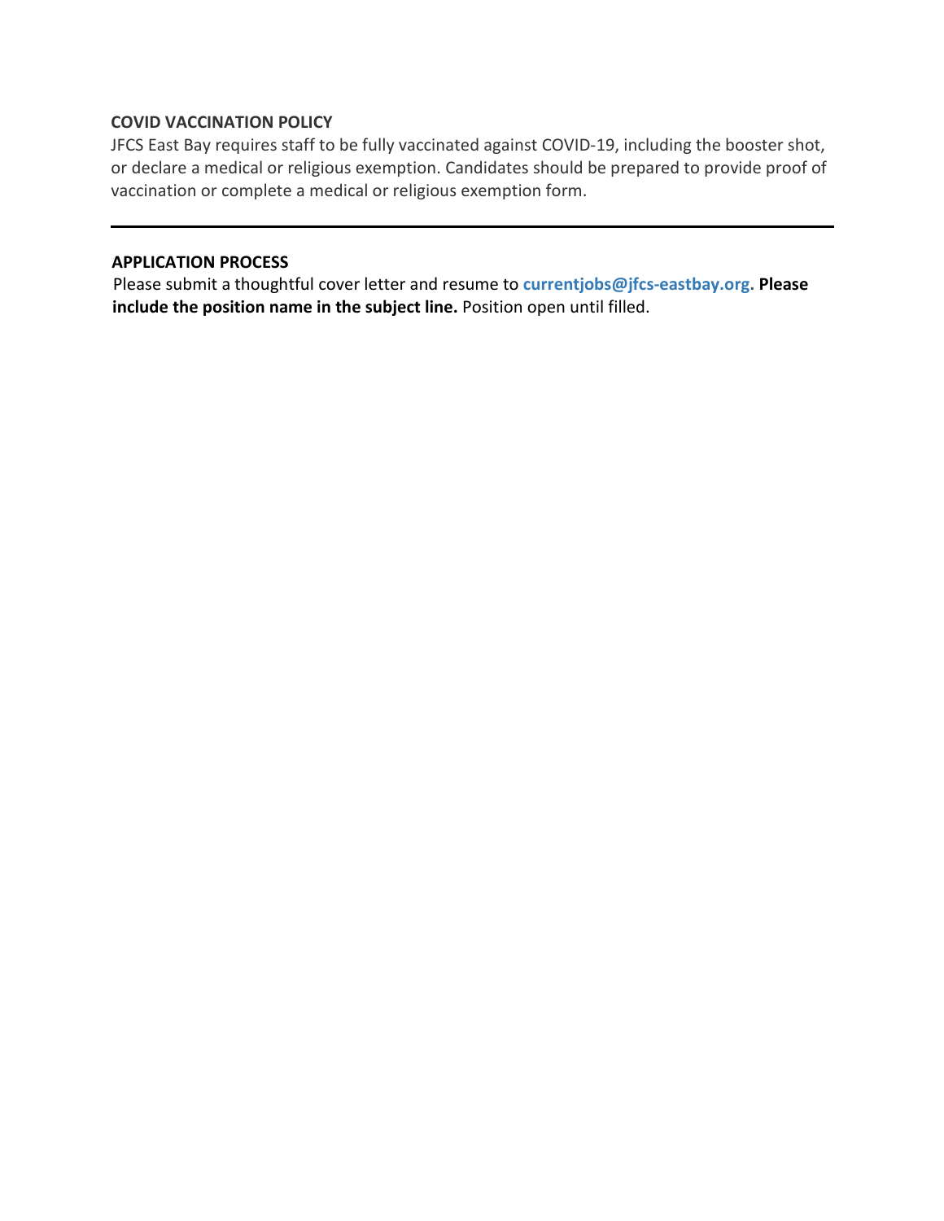## COVID VACCINATION POLICY

JFCS East Bay requires staff to be fully vaccinated against COVID-19, including the booster shot, or declare a medical or religious exemption. Candidates should be prepared to provide proof of vaccination or complete a medical or religious exemption form.

---

## APPLICATION PROCESS

Please submit a thoughtful cover letter and resume to **currentjobs@jfcs-eastbay.org. Please include the position name in the subject line.** Position open until filled.